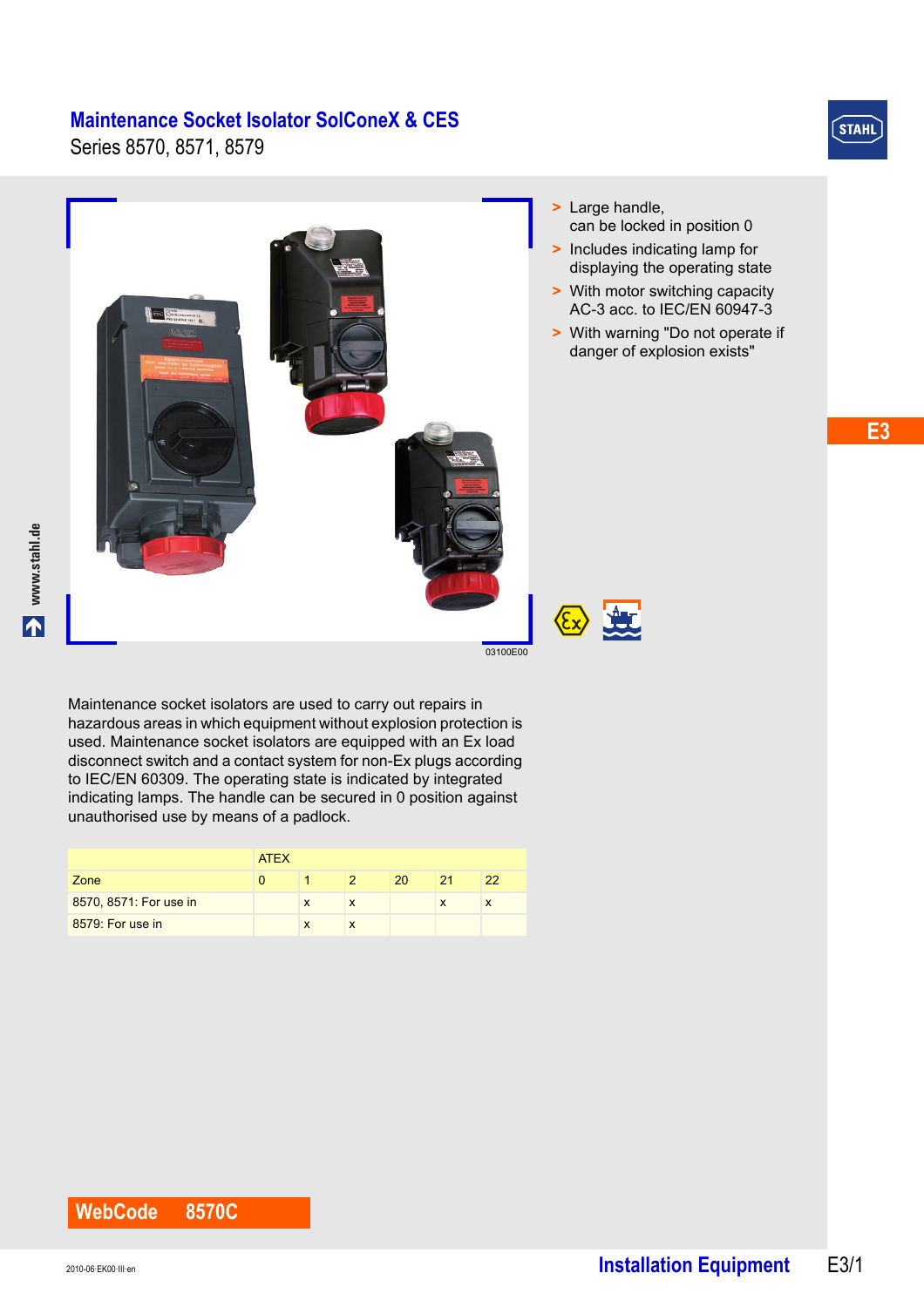# Maintenance Socket Isolator SolConeX & CES

Series 8570, 8571, 8579

03100E00

- Large handle, can be locked in position 0
- Includes indicating lamp for displaying the operating state
- With motor switching capacity AC-3 acc. to IEC/EN 60947-3
- With warning "Do not operate if danger of explosion exists"

Maintenance socket isolators are used to carry out repairs in hazardous areas in which equipment without explosion protection is used. Maintenance socket isolators are equipped with an Ex load disconnect switch and a contact system for non-Ex plugs according to IEC/EN 60309. The operating state is indicated by integrated indicating lamps. The handle can be secured in 0 position against unauthorised use by means of a padlock.

| | ATEX | | | | | |
|---|---|---|---|---|---|---|
| Zone | 0 | 1 | 2 | 20 | 21 | 22 |
| 8570, 8571: For use in | | x | x | | x | x |
| 8579: For use in | | x | x | | | |

**WebCode 8570C**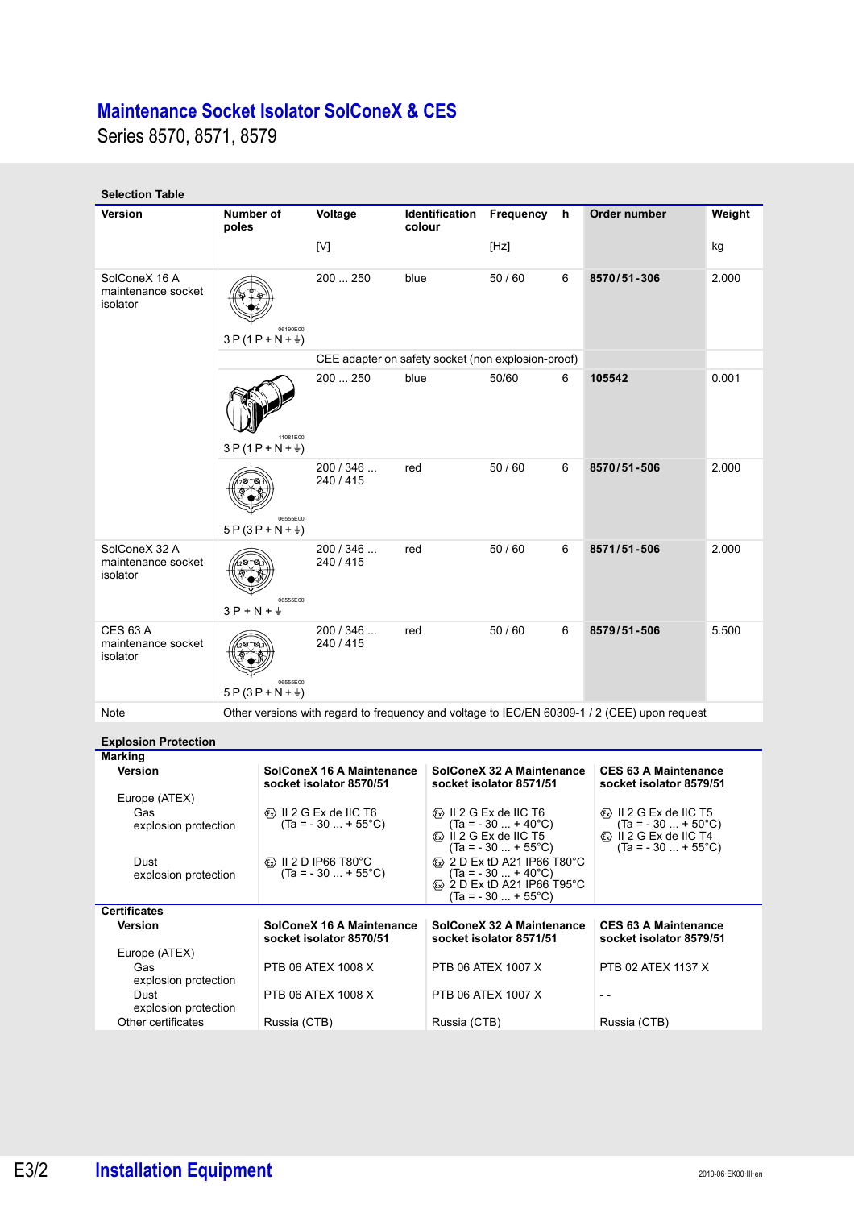# Maintenance Socket Isolator SolConeX & CES

Series 8570, 8571, 8579

**Selection Table**

| Version | Number of poles | Voltage [V] | Identification colour | Frequency [Hz] | h | Order number | Weight kg |
|---|---|---|---|---|---|---|---|
| SolConeX 16 A maintenance socket isolator | 3 P (1 P + N + ⏚) | 200 ... 250 | blue | 50 / 60 | 6 | **8570/51-306** | 2.000 |
| | | CEE adapter on safety socket (non explosion-proof) | | | | | |
| | 3 P (1 P + N + ⏚) | 200 ... 250 | blue | 50/60 | 6 | **105542** | 0.001 |
| | 5 P (3 P + N + ⏚) | 200 / 346 ... 240 / 415 | red | 50 / 60 | 6 | **8570/51-506** | 2.000 |
| SolConeX 32 A maintenance socket isolator | 3 P + N + ⏚ | 200 / 346 ... 240 / 415 | red | 50 / 60 | 6 | **8571/51-506** | 2.000 |
| CES 63 A maintenance socket isolator | 5 P (3 P + N + ⏚) | 200 / 346 ... 240 / 415 | red | 50 / 60 | 6 | **8579/51-506** | 5.500 |
| Note | Other versions with regard to frequency and voltage to IEC/EN 60309-1 / 2 (CEE) upon request | | | | | | |

**Explosion Protection**

**Marking**

| Version | SolConeX 16 A Maintenance socket isolator 8570/51 | SolConeX 32 A Maintenance socket isolator 8571/51 | CES 63 A Maintenance socket isolator 8579/51 |
|---|---|---|---|
| Europe (ATEX) | | | |
| Gas explosion protection | Ex II 2 G Ex de IIC T6 (Ta = - 30 ... + 55°C) | Ex II 2 G Ex de IIC T6 (Ta = - 30 ... + 40°C) Ex II 2 G Ex de IIC T5 (Ta = - 30 ... + 55°C) | Ex II 2 G Ex de IIC T5 (Ta = - 30 ... + 50°C) Ex II 2 G Ex de IIC T4 (Ta = - 30 ... + 55°C) |
| Dust explosion protection | Ex II 2 D IP66 T80°C (Ta = - 30 ... + 55°C) | Ex 2 D Ex tD A21 IP66 T80°C (Ta = - 30 ... + 40°C) Ex 2 D Ex tD A21 IP66 T95°C (Ta = - 30 ... + 55°C) | |

**Certificates**

| Version | SolConeX 16 A Maintenance socket isolator 8570/51 | SolConeX 32 A Maintenance socket isolator 8571/51 | CES 63 A Maintenance socket isolator 8579/51 |
|---|---|---|---|
| Europe (ATEX) | | | |
| Gas explosion protection | PTB 06 ATEX 1008 X | PTB 06 ATEX 1007 X | PTB 02 ATEX 1137 X |
| Dust explosion protection | PTB 06 ATEX 1008 X | PTB 06 ATEX 1007 X | - - |
| Other certificates | Russia (CTB) | Russia (CTB) | Russia (CTB) |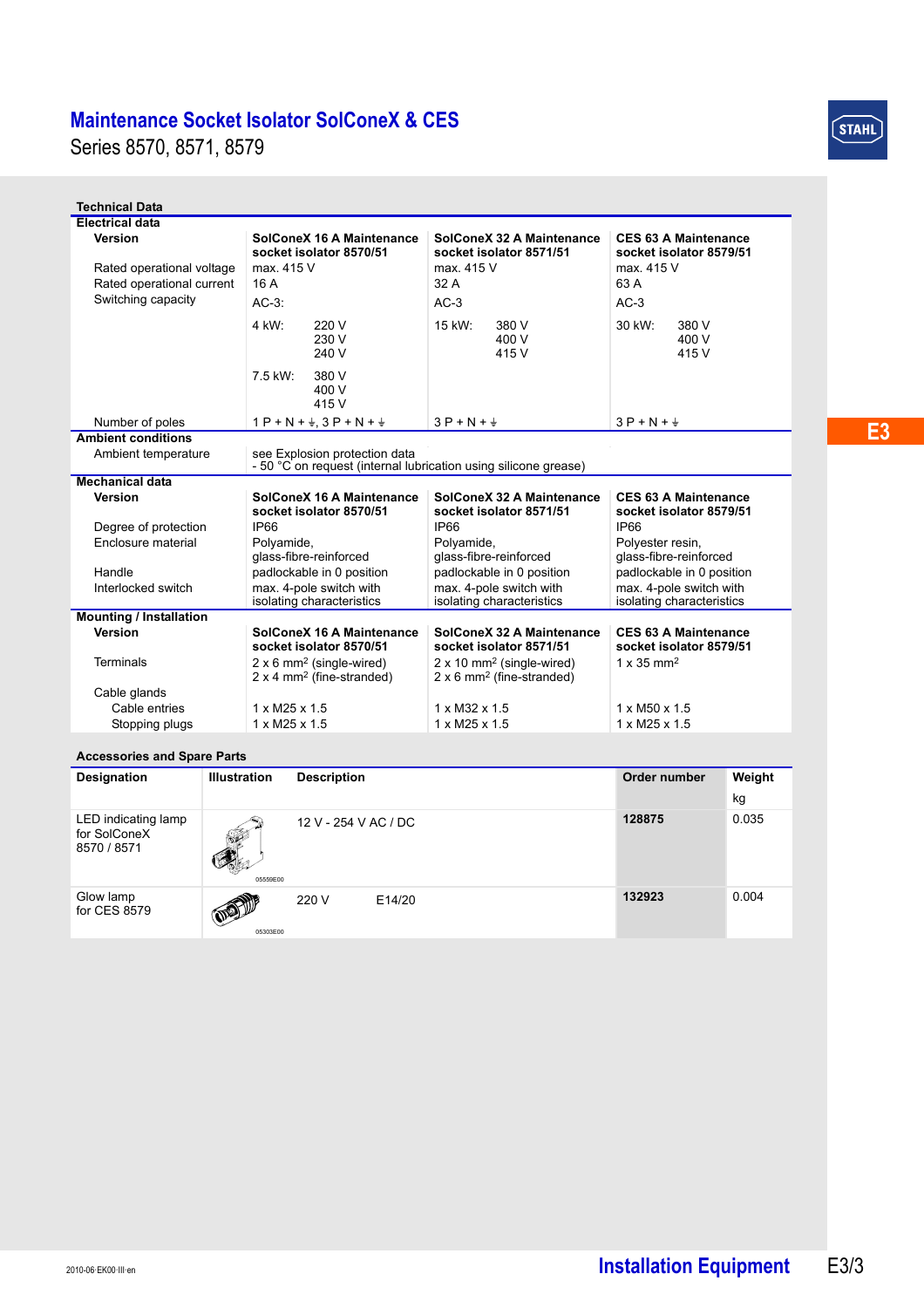# Maintenance Socket Isolator SolConeX & CES

Series 8570, 8571, 8579

E3

## Technical Data

| | | | |
|---|---|---|---|
| **Electrical data** | | | |
| **Version** | **SolConeX 16 A Maintenance socket isolator 8570/51** | **SolConeX 32 A Maintenance socket isolator 8571/51** | **CES 63 A Maintenance socket isolator 8579/51** |
| Rated operational voltage | max. 415 V | max. 415 V | max. 415 V |
| Rated operational current | 16 A | 32 A | 63 A |
| Switching capacity | AC-3:<br>4 kW: 220 V, 230 V, 240 V<br>7.5 kW: 380 V, 400 V, 415 V | AC-3<br>15 kW: 380 V, 400 V, 415 V | AC-3<br>30 kW: 380 V, 400 V, 415 V |
| Number of poles | 1 P + N + ⏚, 3 P + N + ⏚ | 3 P + N + ⏚ | 3 P + N + ⏚ |
| **Ambient conditions** | | | |
| Ambient temperature | see Explosion protection data<br>- 50 °C on request (internal lubrication using silicone grease) | | |
| **Mechanical data** | | | |
| **Version** | **SolConeX 16 A Maintenance socket isolator 8570/51** | **SolConeX 32 A Maintenance socket isolator 8571/51** | **CES 63 A Maintenance socket isolator 8579/51** |
| Degree of protection | IP66 | IP66 | IP66 |
| Enclosure material | Polyamide, glass-fibre-reinforced | Polyamide, glass-fibre-reinforced | Polyester resin, glass-fibre-reinforced |
| Handle | padlockable in 0 position | padlockable in 0 position | padlockable in 0 position |
| Interlocked switch | max. 4-pole switch with isolating characteristics | max. 4-pole switch with isolating characteristics | max. 4-pole switch with isolating characteristics |
| **Mounting / Installation** | | | |
| **Version** | **SolConeX 16 A Maintenance socket isolator 8570/51** | **SolConeX 32 A Maintenance socket isolator 8571/51** | **CES 63 A Maintenance socket isolator 8579/51** |
| Terminals | 2 x 6 mm² (single-wired)<br>2 x 4 mm² (fine-stranded) | 2 x 10 mm² (single-wired)<br>2 x 6 mm² (fine-stranded) | 1 x 35 mm² |
| Cable glands | | | |
| Cable entries | 1 x M25 x 1.5 | 1 x M32 x 1.5 | 1 x M50 x 1.5 |
| Stopping plugs | 1 x M25 x 1.5 | 1 x M25 x 1.5 | 1 x M25 x 1.5 |

## Accessories and Spare Parts

| Designation | Illustration | Description | | Order number | Weight kg |
|---|---|---|---|---|---|
| LED indicating lamp for SolConeX 8570 / 8571 | 05559E00 | 12 V - 254 V AC / DC | | **128875** | 0.035 |
| Glow lamp for CES 8579 | 05303E00 | 220 V | E14/20 | **132923** | 0.004 |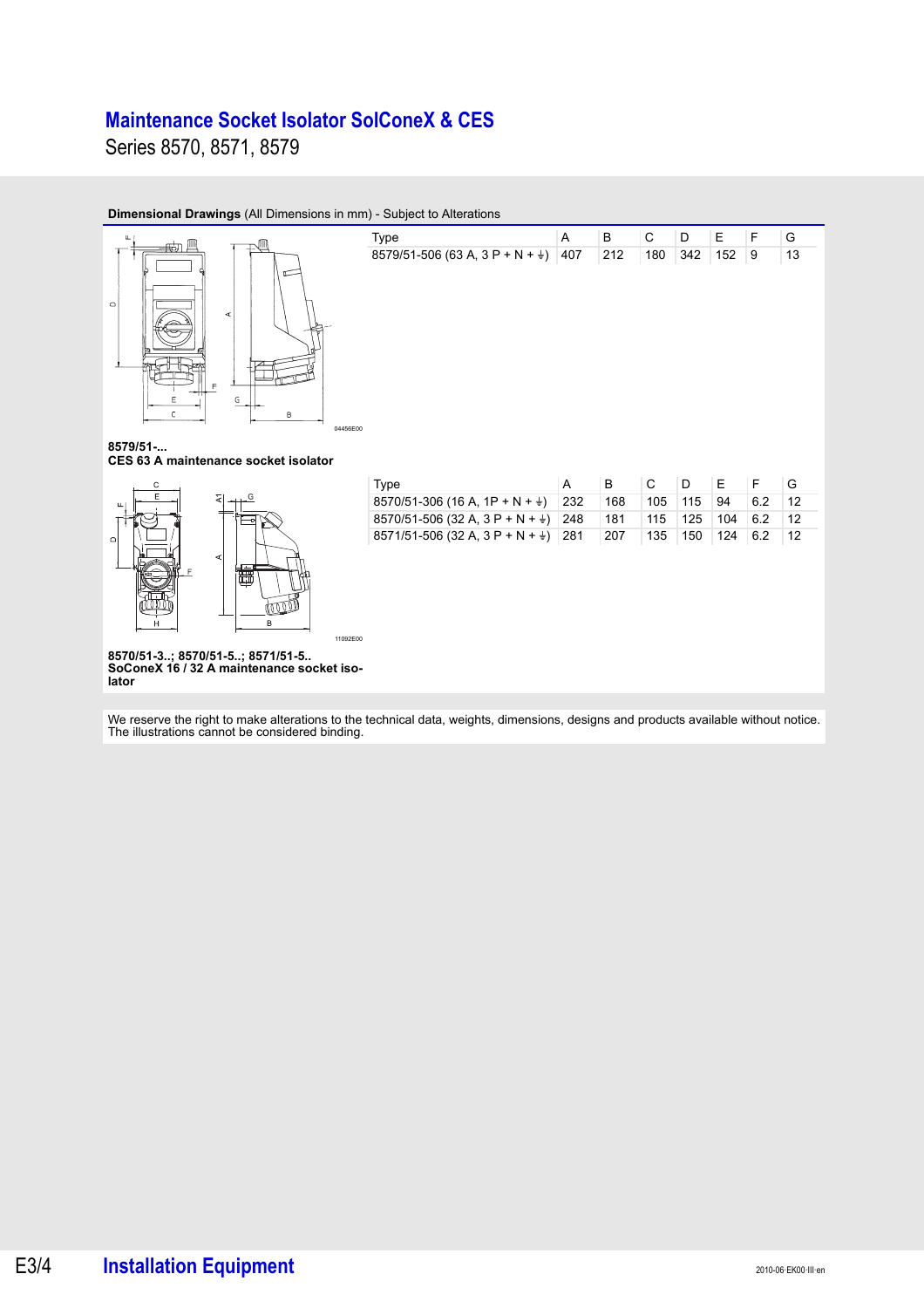# Maintenance Socket Isolator SolConeX & CES

Series 8570, 8571, 8579

**Dimensional Drawings** (All Dimensions in mm) - Subject to Alterations

| Type | A | B | C | D | E | F | G |
|---|---|---|---|---|---|---|---|
| 8579/51-506 (63 A, 3 P + N + ⏚) | 407 | 212 | 180 | 342 | 152 | 9 | 13 |

**8579/51-...**
**CES 63 A maintenance socket isolator**

| Type | A | B | C | D | E | F | G |
|---|---|---|---|---|---|---|---|
| 8570/51-306 (16 A, 1P + N + ⏚) | 232 | 168 | 105 | 115 | 94 | 6.2 | 12 |
| 8570/51-506 (32 A, 3 P + N + ⏚) | 248 | 181 | 115 | 125 | 104 | 6.2 | 12 |
| 8571/51-506 (32 A, 3 P + N + ⏚) | 281 | 207 | 135 | 150 | 124 | 6.2 | 12 |

**8570/51-3..; 8570/51-5..; 8571/51-5..**
**SoConeX 16 / 32 A maintenance socket isolator**

We reserve the right to make alterations to the technical data, weights, dimensions, designs and products available without notice. The illustrations cannot be considered binding.